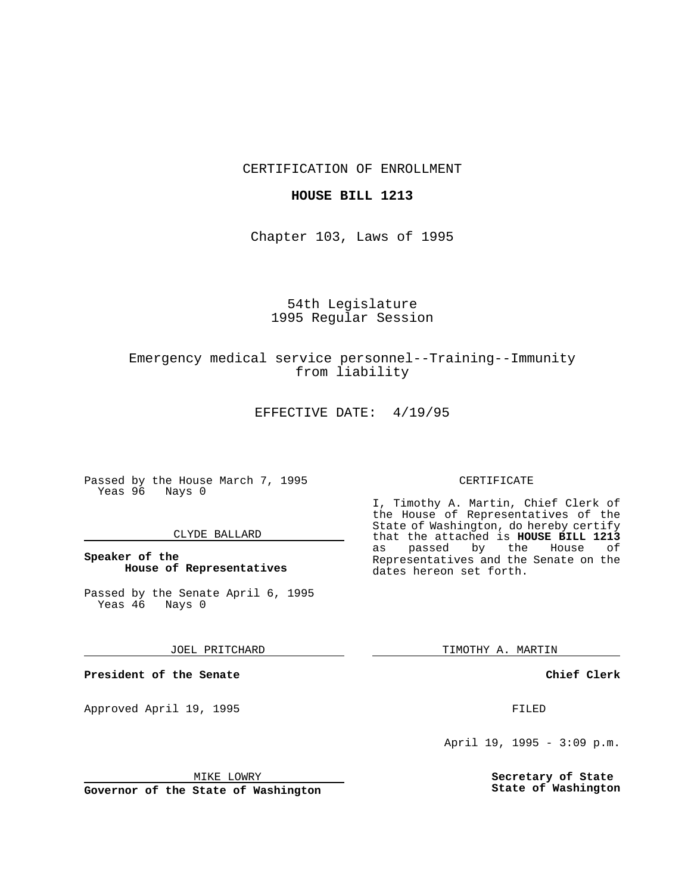CERTIFICATION OF ENROLLMENT

**HOUSE BILL 1213**

Chapter 103, Laws of 1995

54th Legislature
1995 Regular Session

Emergency medical service personnel--Training--Immunity from liability

EFFECTIVE DATE: 4/19/95

Passed by the House March 7, 1995
Yeas 96 Nays 0

CLYDE BALLARD

**Speaker of the House of Representatives**

Passed by the Senate April 6, 1995
Yeas 46 Nays 0

JOEL PRITCHARD

**President of the Senate**

Approved April 19, 1995

MIKE LOWRY

**Governor of the State of Washington**

CERTIFICATE

I, Timothy A. Martin, Chief Clerk of the House of Representatives of the State of Washington, do hereby certify that the attached is **HOUSE BILL 1213** as passed by the House of Representatives and the Senate on the dates hereon set forth.

TIMOTHY A. MARTIN

**Chief Clerk**

FILED

April 19, 1995 - 3:09 p.m.

**Secretary of State**
**State of Washington**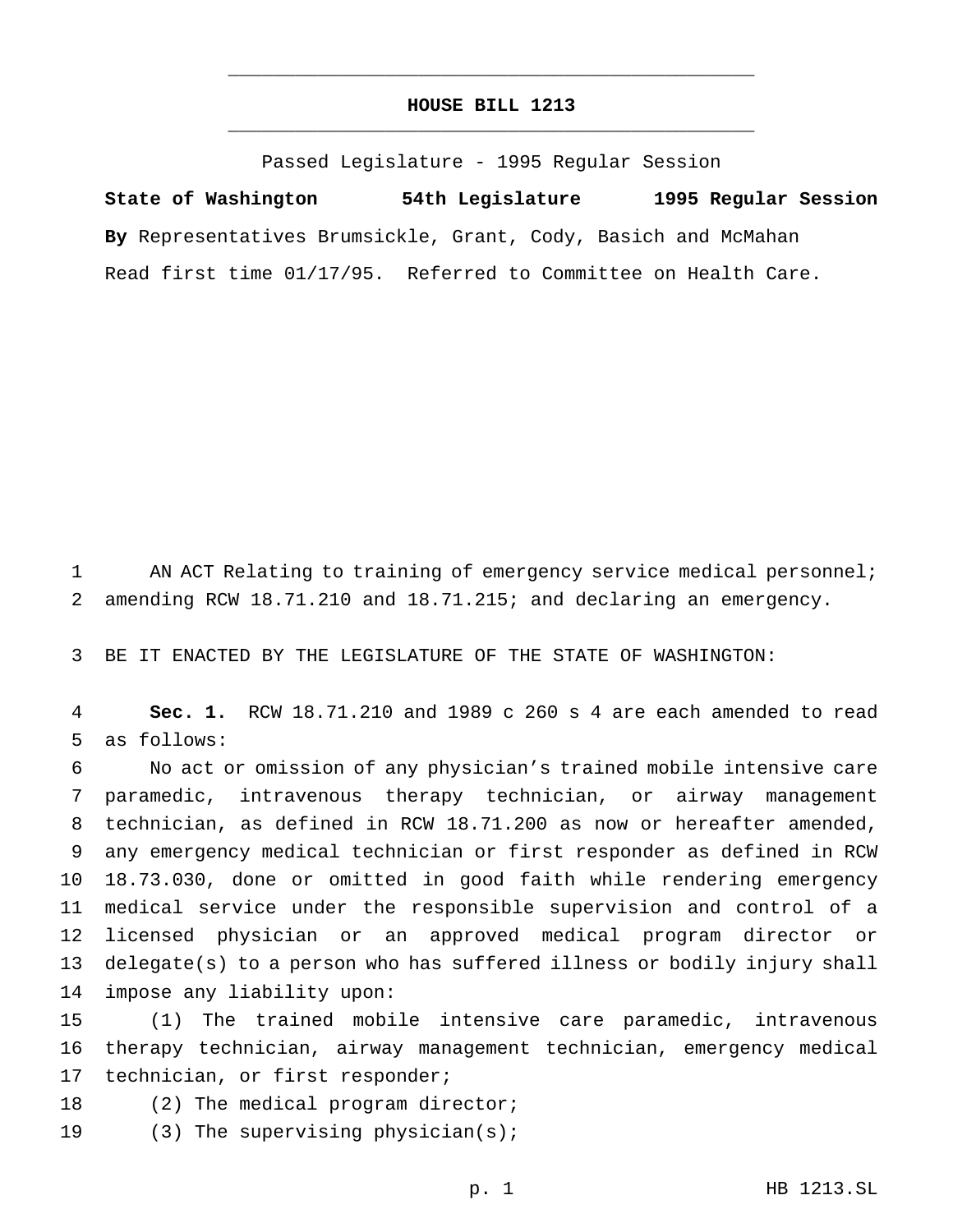# HOUSE BILL 1213

Passed Legislature - 1995 Regular Session

**State of Washington 54th Legislature 1995 Regular Session**

**By** Representatives Brumsickle, Grant, Cody, Basich and McMahan

Read first time 01/17/95. Referred to Committee on Health Care.

AN ACT Relating to training of emergency service medical personnel; amending RCW 18.71.210 and 18.71.215; and declaring an emergency.

BE IT ENACTED BY THE LEGISLATURE OF THE STATE OF WASHINGTON:

**Sec. 1.** RCW 18.71.210 and 1989 c 260 s 4 are each amended to read as follows:

No act or omission of any physician's trained mobile intensive care paramedic, intravenous therapy technician, or airway management technician, as defined in RCW 18.71.200 as now or hereafter amended, any emergency medical technician or first responder as defined in RCW 18.73.030, done or omitted in good faith while rendering emergency medical service under the responsible supervision and control of a licensed physician or an approved medical program director or delegate(s) to a person who has suffered illness or bodily injury shall impose any liability upon:

(1) The trained mobile intensive care paramedic, intravenous therapy technician, airway management technician, emergency medical technician, or first responder;

(2) The medical program director;

(3) The supervising physician(s);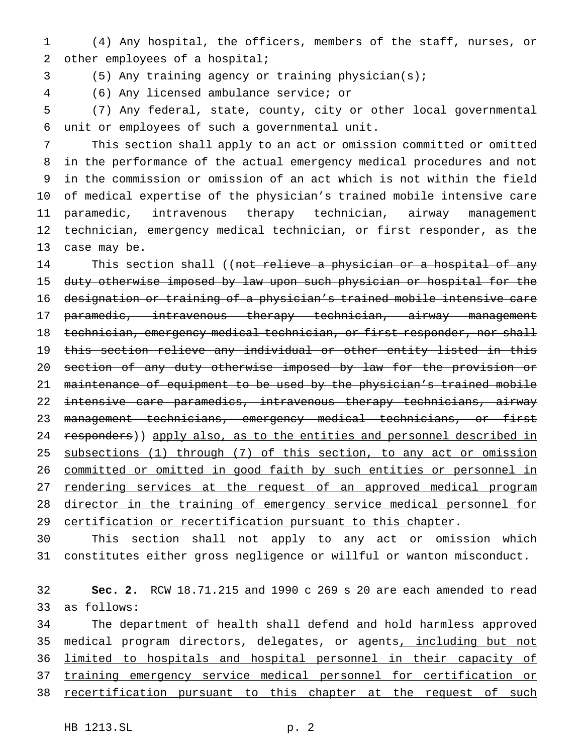(4) Any hospital, the officers, members of the staff, nurses, or other employees of a hospital;

(5) Any training agency or training physician(s);

(6) Any licensed ambulance service; or

(7) Any federal, state, county, city or other local governmental unit or employees of such a governmental unit.

This section shall apply to an act or omission committed or omitted in the performance of the actual emergency medical procedures and not in the commission or omission of an act which is not within the field of medical expertise of the physician's trained mobile intensive care paramedic, intravenous therapy technician, airway management technician, emergency medical technician, or first responder, as the case may be.

This section shall ((~~not relieve a physician or a hospital of any duty otherwise imposed by law upon such physician or hospital for the designation or training of a physician's trained mobile intensive care paramedic, intravenous therapy technician, airway management technician, emergency medical technician, or first responder, nor shall this section relieve any individual or other entity listed in this section of any duty otherwise imposed by law for the provision or maintenance of equipment to be used by the physician's trained mobile intensive care paramedics, intravenous therapy technicians, airway management technicians, emergency medical technicians, or first responders~~)) <u>apply also, as to the entities and personnel described in subsections (1) through (7) of this section, to any act or omission committed or omitted in good faith by such entities or personnel in rendering services at the request of an approved medical program director in the training of emergency service medical personnel for certification or recertification pursuant to this chapter</u>.

This section shall not apply to any act or omission which constitutes either gross negligence or willful or wanton misconduct.

**Sec. 2.** RCW 18.71.215 and 1990 c 269 s 20 are each amended to read as follows:

The department of health shall defend and hold harmless approved medical program directors, delegates, or agents<u>, including but not limited to hospitals and hospital personnel in their capacity of training emergency service medical personnel for certification or recertification pursuant to this chapter at the request of such</u>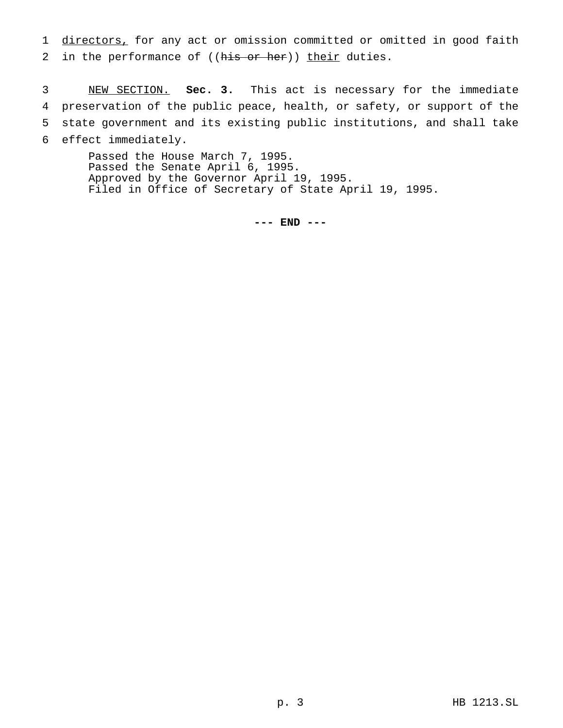directors, for any act or omission committed or omitted in good faith in the performance of ((~~his or her~~)) their duties.

NEW SECTION. **Sec. 3.** This act is necessary for the immediate preservation of the public peace, health, or safety, or support of the state government and its existing public institutions, and shall take effect immediately.

Passed the House March 7, 1995.
Passed the Senate April 6, 1995.
Approved by the Governor April 19, 1995.
Filed in Office of Secretary of State April 19, 1995.

**--- END ---**